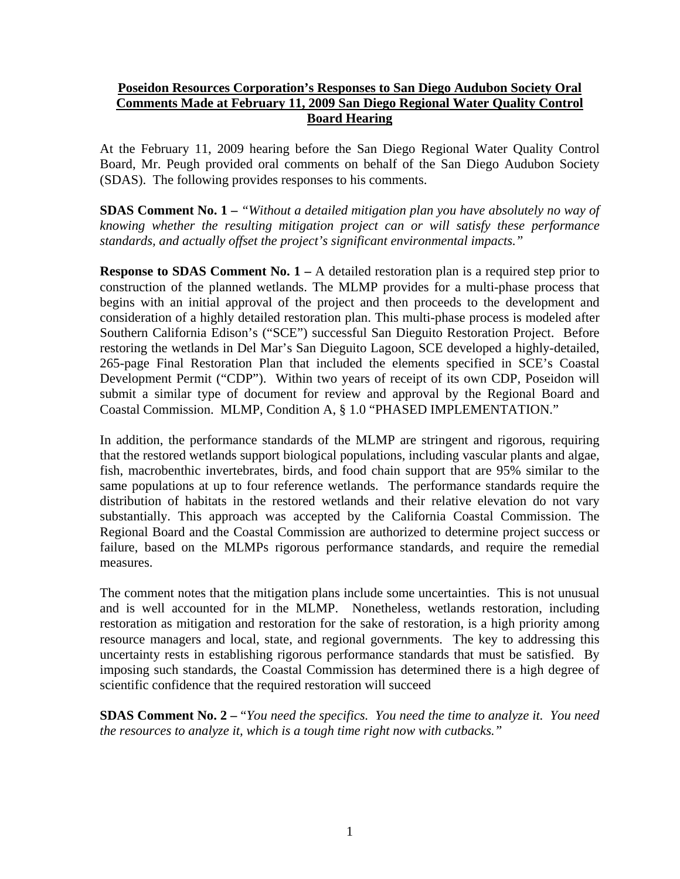# Poseidon Resources Corporation's Responses to San Diego Audubon Society Oral Comments Made at February 11, 2009 San Diego Regional Water Quality Control Board Hearing

At the February 11, 2009 hearing before the San Diego Regional Water Quality Control Board, Mr. Peugh provided oral comments on behalf of the San Diego Audubon Society (SDAS). The following provides responses to his comments.

**SDAS Comment No. 1 –** *"Without a detailed mitigation plan you have absolutely no way of knowing whether the resulting mitigation project can or will satisfy these performance standards, and actually offset the project's significant environmental impacts."*

**Response to SDAS Comment No. 1 –** A detailed restoration plan is a required step prior to construction of the planned wetlands. The MLMP provides for a multi-phase process that begins with an initial approval of the project and then proceeds to the development and consideration of a highly detailed restoration plan. This multi-phase process is modeled after Southern California Edison's ("SCE") successful San Dieguito Restoration Project. Before restoring the wetlands in Del Mar's San Dieguito Lagoon, SCE developed a highly-detailed, 265-page Final Restoration Plan that included the elements specified in SCE's Coastal Development Permit ("CDP"). Within two years of receipt of its own CDP, Poseidon will submit a similar type of document for review and approval by the Regional Board and Coastal Commission. MLMP, Condition A, § 1.0 "PHASED IMPLEMENTATION."

In addition, the performance standards of the MLMP are stringent and rigorous, requiring that the restored wetlands support biological populations, including vascular plants and algae, fish, macrobenthic invertebrates, birds, and food chain support that are 95% similar to the same populations at up to four reference wetlands. The performance standards require the distribution of habitats in the restored wetlands and their relative elevation do not vary substantially. This approach was accepted by the California Coastal Commission. The Regional Board and the Coastal Commission are authorized to determine project success or failure, based on the MLMPs rigorous performance standards, and require the remedial measures.

The comment notes that the mitigation plans include some uncertainties. This is not unusual and is well accounted for in the MLMP. Nonetheless, wetlands restoration, including restoration as mitigation and restoration for the sake of restoration, is a high priority among resource managers and local, state, and regional governments. The key to addressing this uncertainty rests in establishing rigorous performance standards that must be satisfied. By imposing such standards, the Coastal Commission has determined there is a high degree of scientific confidence that the required restoration will succeed

**SDAS Comment No. 2 –** "*You need the specifics. You need the time to analyze it. You need the resources to analyze it, which is a tough time right now with cutbacks.*"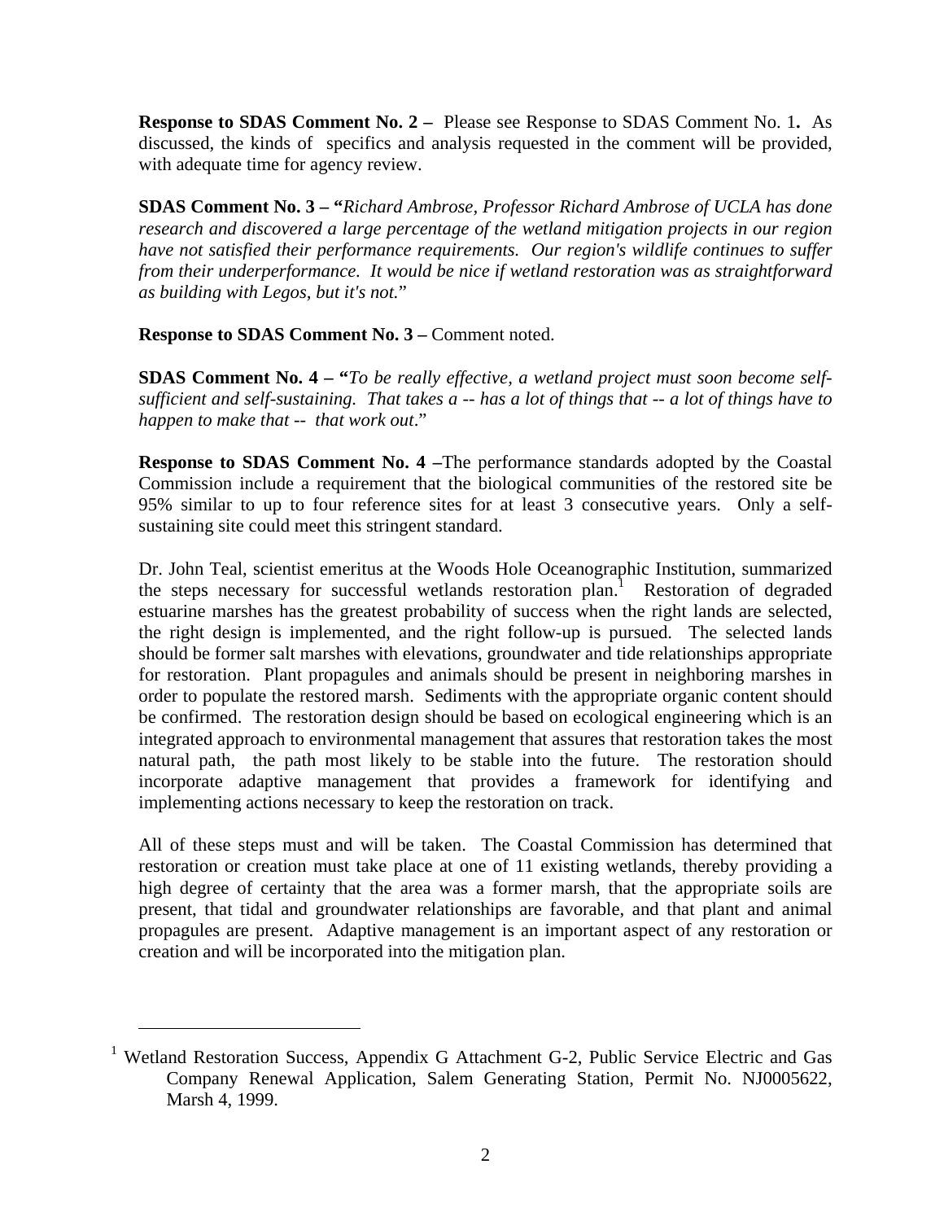**Response to SDAS Comment No. 2 –** Please see Response to SDAS Comment No. 1**.** As discussed, the kinds of specifics and analysis requested in the comment will be provided, with adequate time for agency review.

**SDAS Comment No. 3 – "***Richard Ambrose, Professor Richard Ambrose of UCLA has done research and discovered a large percentage of the wetland mitigation projects in our region have not satisfied their performance requirements. Our region's wildlife continues to suffer from their underperformance. It would be nice if wetland restoration was as straightforward as building with Legos, but it's not.*"

**Response to SDAS Comment No. 3 –** Comment noted.

**SDAS Comment No. 4 – "***To be really effective, a wetland project must soon become self-sufficient and self-sustaining. That takes a -- has a lot of things that -- a lot of things have to happen to make that -- that work out*."

**Response to SDAS Comment No. 4 –**The performance standards adopted by the Coastal Commission include a requirement that the biological communities of the restored site be 95% similar to up to four reference sites for at least 3 consecutive years. Only a self-sustaining site could meet this stringent standard.

Dr. John Teal, scientist emeritus at the Woods Hole Oceanographic Institution, summarized the steps necessary for successful wetlands restoration plan.[1] Restoration of degraded estuarine marshes has the greatest probability of success when the right lands are selected, the right design is implemented, and the right follow-up is pursued. The selected lands should be former salt marshes with elevations, groundwater and tide relationships appropriate for restoration. Plant propagules and animals should be present in neighboring marshes in order to populate the restored marsh. Sediments with the appropriate organic content should be confirmed. The restoration design should be based on ecological engineering which is an integrated approach to environmental management that assures that restoration takes the most natural path, the path most likely to be stable into the future. The restoration should incorporate adaptive management that provides a framework for identifying and implementing actions necessary to keep the restoration on track.

All of these steps must and will be taken. The Coastal Commission has determined that restoration or creation must take place at one of 11 existing wetlands, thereby providing a high degree of certainty that the area was a former marsh, that the appropriate soils are present, that tidal and groundwater relationships are favorable, and that plant and animal propagules are present. Adaptive management is an important aspect of any restoration or creation and will be incorporated into the mitigation plan.

---

[1] Wetland Restoration Success, Appendix G Attachment G-2, Public Service Electric and Gas Company Renewal Application, Salem Generating Station, Permit No. NJ0005622, Marsh 4, 1999.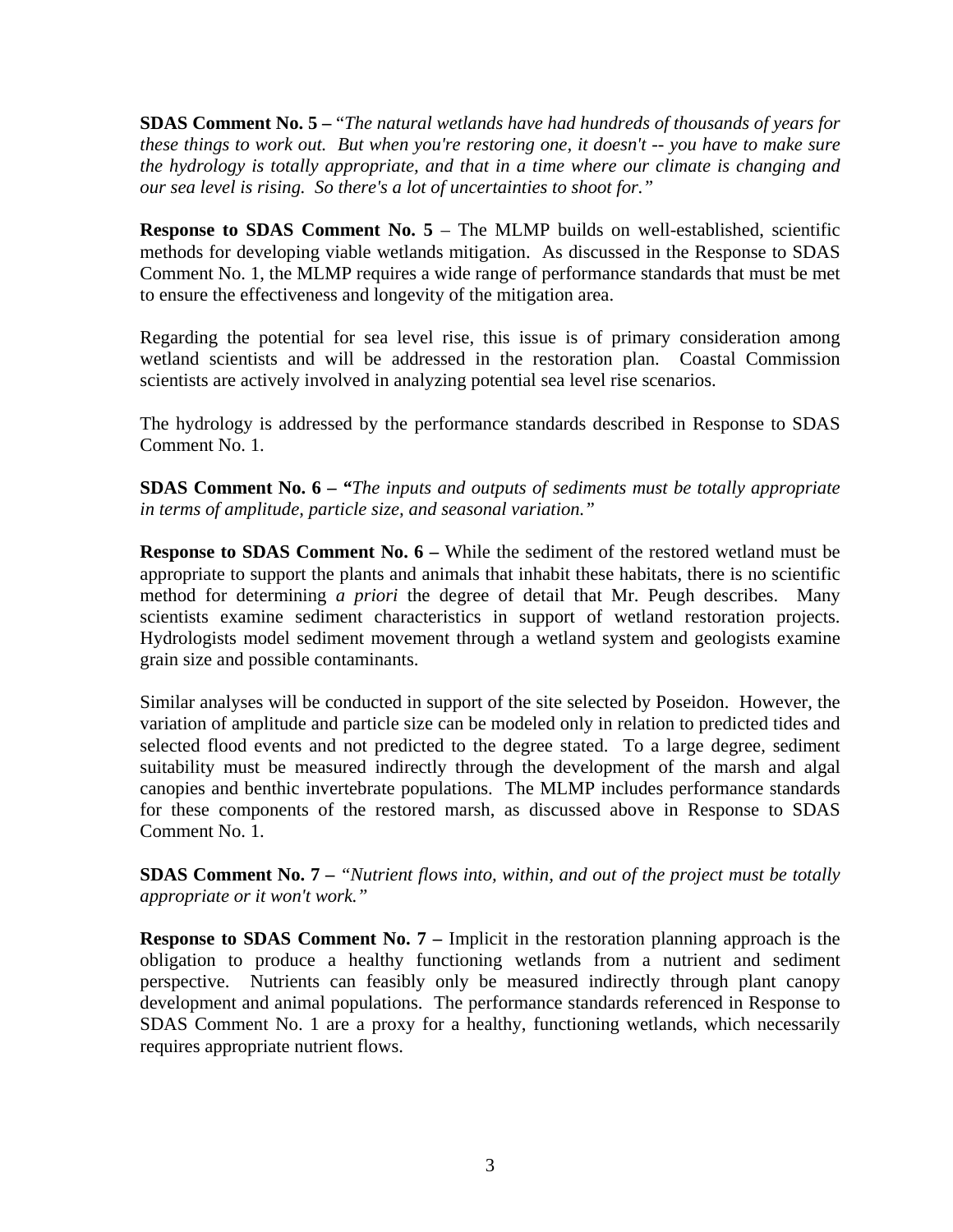**SDAS Comment No. 5 –** "*The natural wetlands have had hundreds of thousands of years for these things to work out. But when you're restoring one, it doesn't -- you have to make sure the hydrology is totally appropriate, and that in a time where our climate is changing and our sea level is rising. So there's a lot of uncertainties to shoot for.*"

**Response to SDAS Comment No. 5** – The MLMP builds on well-established, scientific methods for developing viable wetlands mitigation. As discussed in the Response to SDAS Comment No. 1, the MLMP requires a wide range of performance standards that must be met to ensure the effectiveness and longevity of the mitigation area.

Regarding the potential for sea level rise, this issue is of primary consideration among wetland scientists and will be addressed in the restoration plan. Coastal Commission scientists are actively involved in analyzing potential sea level rise scenarios.

The hydrology is addressed by the performance standards described in Response to SDAS Comment No. 1.

**SDAS Comment No. 6 – "***The inputs and outputs of sediments must be totally appropriate in terms of amplitude, particle size, and seasonal variation.*"

**Response to SDAS Comment No. 6 –** While the sediment of the restored wetland must be appropriate to support the plants and animals that inhabit these habitats, there is no scientific method for determining *a priori* the degree of detail that Mr. Peugh describes. Many scientists examine sediment characteristics in support of wetland restoration projects. Hydrologists model sediment movement through a wetland system and geologists examine grain size and possible contaminants.

Similar analyses will be conducted in support of the site selected by Poseidon. However, the variation of amplitude and particle size can be modeled only in relation to predicted tides and selected flood events and not predicted to the degree stated. To a large degree, sediment suitability must be measured indirectly through the development of the marsh and algal canopies and benthic invertebrate populations. The MLMP includes performance standards for these components of the restored marsh, as discussed above in Response to SDAS Comment No. 1.

**SDAS Comment No. 7 –** *"Nutrient flows into, within, and out of the project must be totally appropriate or it won't work."*

**Response to SDAS Comment No. 7 –** Implicit in the restoration planning approach is the obligation to produce a healthy functioning wetlands from a nutrient and sediment perspective. Nutrients can feasibly only be measured indirectly through plant canopy development and animal populations. The performance standards referenced in Response to SDAS Comment No. 1 are a proxy for a healthy, functioning wetlands, which necessarily requires appropriate nutrient flows.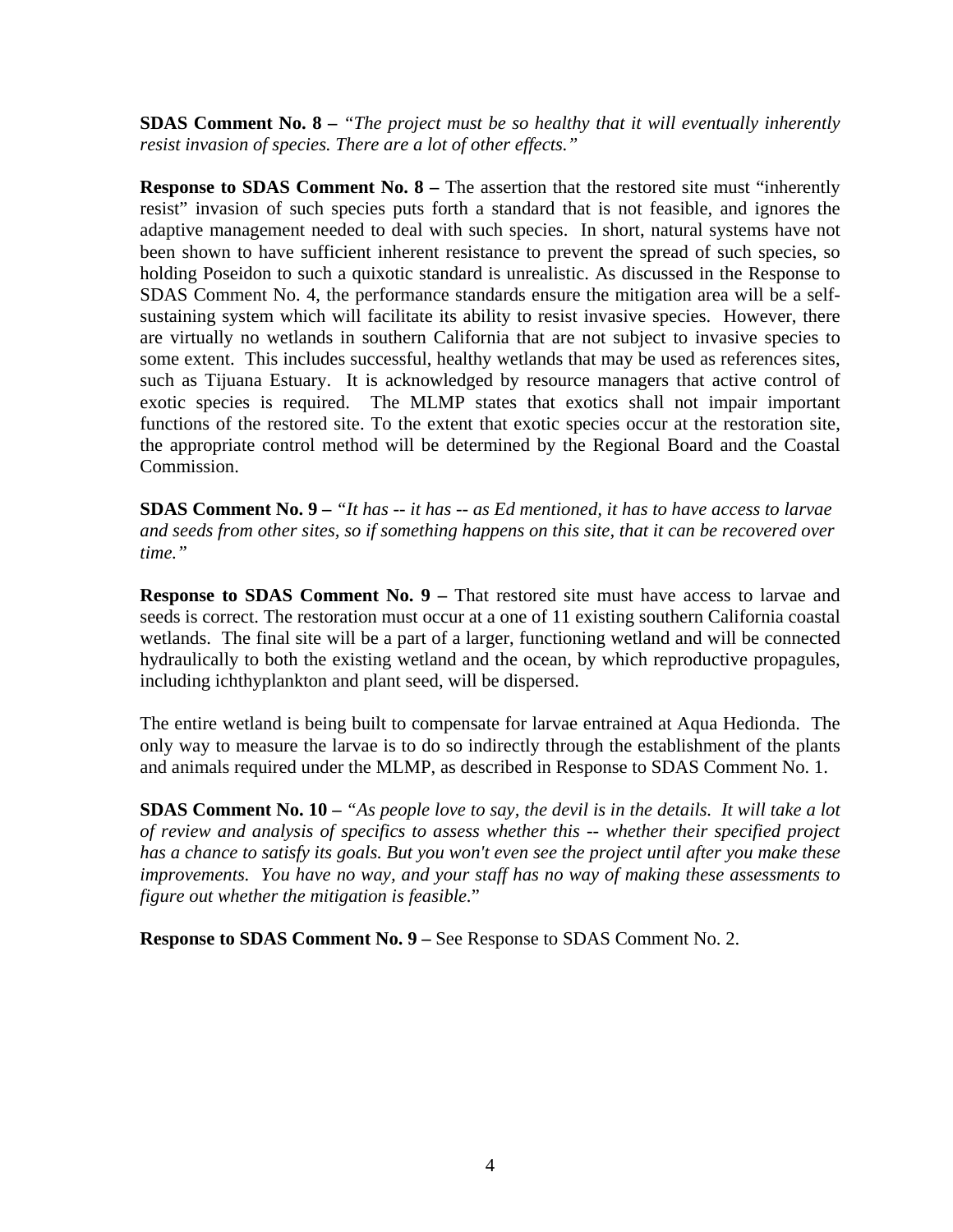**SDAS Comment No. 8 –** *"The project must be so healthy that it will eventually inherently resist invasion of species. There are a lot of other effects."*

**Response to SDAS Comment No. 8 –** The assertion that the restored site must "inherently resist" invasion of such species puts forth a standard that is not feasible, and ignores the adaptive management needed to deal with such species. In short, natural systems have not been shown to have sufficient inherent resistance to prevent the spread of such species, so holding Poseidon to such a quixotic standard is unrealistic. As discussed in the Response to SDAS Comment No. 4, the performance standards ensure the mitigation area will be a self-sustaining system which will facilitate its ability to resist invasive species. However, there are virtually no wetlands in southern California that are not subject to invasive species to some extent. This includes successful, healthy wetlands that may be used as references sites, such as Tijuana Estuary. It is acknowledged by resource managers that active control of exotic species is required. The MLMP states that exotics shall not impair important functions of the restored site. To the extent that exotic species occur at the restoration site, the appropriate control method will be determined by the Regional Board and the Coastal Commission.

**SDAS Comment No. 9 –** *"It has -- it has -- as Ed mentioned, it has to have access to larvae and seeds from other sites, so if something happens on this site, that it can be recovered over time."*

**Response to SDAS Comment No. 9 –** That restored site must have access to larvae and seeds is correct. The restoration must occur at a one of 11 existing southern California coastal wetlands. The final site will be a part of a larger, functioning wetland and will be connected hydraulically to both the existing wetland and the ocean, by which reproductive propagules, including ichthyplankton and plant seed, will be dispersed.

The entire wetland is being built to compensate for larvae entrained at Aqua Hedionda. The only way to measure the larvae is to do so indirectly through the establishment of the plants and animals required under the MLMP, as described in Response to SDAS Comment No. 1.

**SDAS Comment No. 10 –** *"As people love to say, the devil is in the details. It will take a lot of review and analysis of specifics to assess whether this -- whether their specified project has a chance to satisfy its goals. But you won't even see the project until after you make these improvements. You have no way, and your staff has no way of making these assessments to figure out whether the mitigation is feasible."*

**Response to SDAS Comment No. 9 –** See Response to SDAS Comment No. 2.